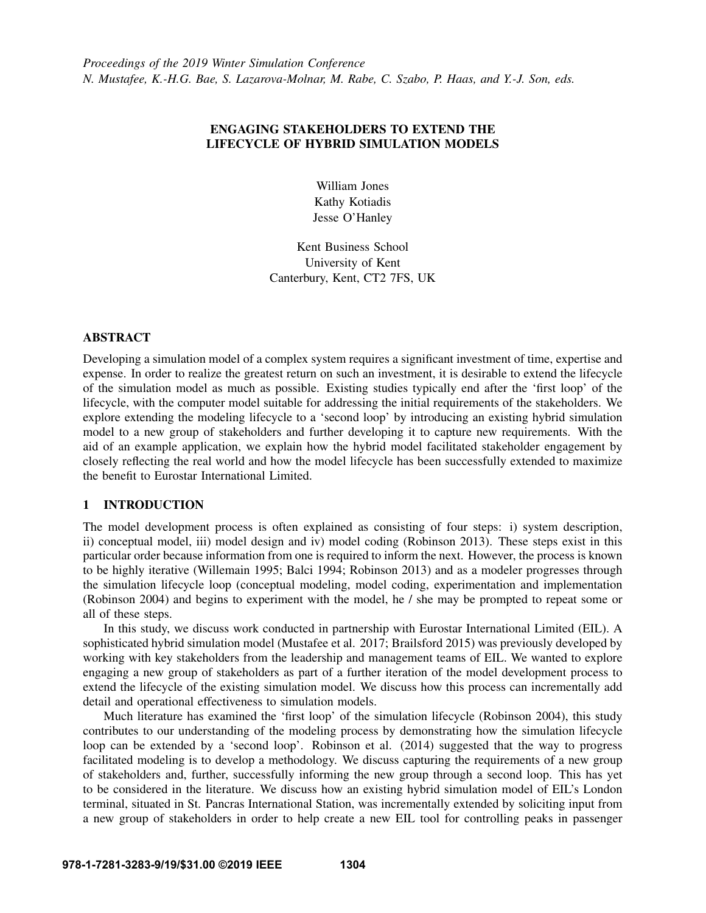*Proceedings of the 2019 Winter Simulation Conference*
*N. Mustafee, K.-H.G. Bae, S. Lazarova-Molnar, M. Rabe, C. Szabo, P. Haas, and Y.-J. Son, eds.*

# ENGAGING STAKEHOLDERS TO EXTEND THE LIFECYCLE OF HYBRID SIMULATION MODELS

William Jones
Kathy Kotiadis
Jesse O'Hanley

Kent Business School
University of Kent
Canterbury, Kent, CT2 7FS, UK

## ABSTRACT

Developing a simulation model of a complex system requires a significant investment of time, expertise and expense. In order to realize the greatest return on such an investment, it is desirable to extend the lifecycle of the simulation model as much as possible. Existing studies typically end after the 'first loop' of the lifecycle, with the computer model suitable for addressing the initial requirements of the stakeholders. We explore extending the modeling lifecycle to a 'second loop' by introducing an existing hybrid simulation model to a new group of stakeholders and further developing it to capture new requirements. With the aid of an example application, we explain how the hybrid model facilitated stakeholder engagement by closely reflecting the real world and how the model lifecycle has been successfully extended to maximize the benefit to Eurostar International Limited.

## 1 INTRODUCTION

The model development process is often explained as consisting of four steps: i) system description, ii) conceptual model, iii) model design and iv) model coding (Robinson 2013). These steps exist in this particular order because information from one is required to inform the next. However, the process is known to be highly iterative (Willemain 1995; Balci 1994; Robinson 2013) and as a modeler progresses through the simulation lifecycle loop (conceptual modeling, model coding, experimentation and implementation (Robinson 2004) and begins to experiment with the model, he / she may be prompted to repeat some or all of these steps.

In this study, we discuss work conducted in partnership with Eurostar International Limited (EIL). A sophisticated hybrid simulation model (Mustafee et al. 2017; Brailsford 2015) was previously developed by working with key stakeholders from the leadership and management teams of EIL. We wanted to explore engaging a new group of stakeholders as part of a further iteration of the model development process to extend the lifecycle of the existing simulation model. We discuss how this process can incrementally add detail and operational effectiveness to simulation models.

Much literature has examined the 'first loop' of the simulation lifecycle (Robinson 2004), this study contributes to our understanding of the modeling process by demonstrating how the simulation lifecycle loop can be extended by a 'second loop'. Robinson et al. (2014) suggested that the way to progress facilitated modeling is to develop a methodology. We discuss capturing the requirements of a new group of stakeholders and, further, successfully informing the new group through a second loop. This has yet to be considered in the literature. We discuss how an existing hybrid simulation model of EIL's London terminal, situated in St. Pancras International Station, was incrementally extended by soliciting input from a new group of stakeholders in order to help create a new EIL tool for controlling peaks in passenger

978-1-7281-3283-9/19/$31.00 ©2019 IEEE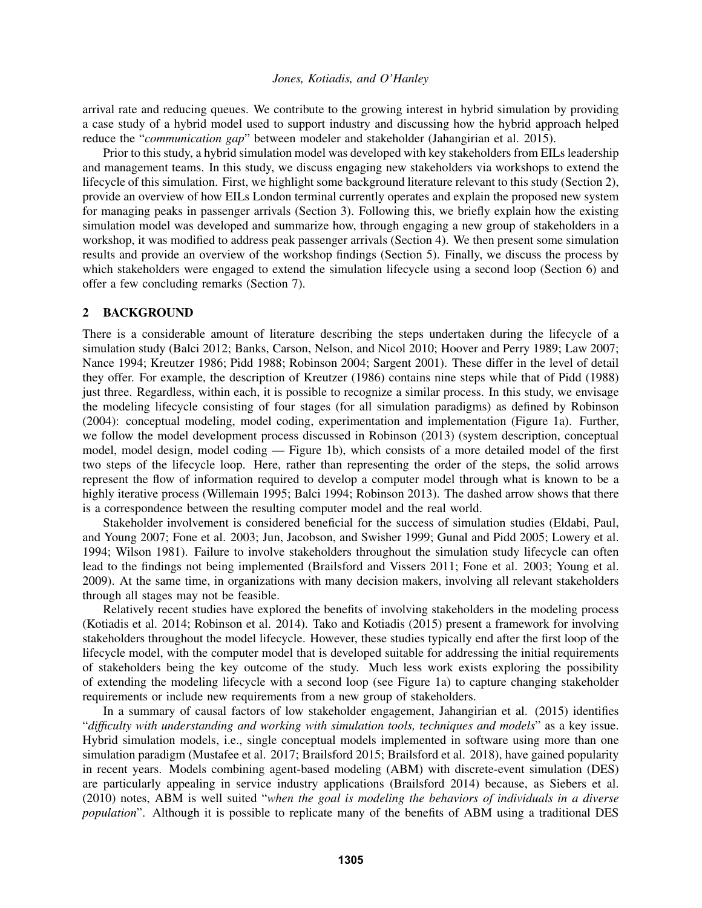arrival rate and reducing queues. We contribute to the growing interest in hybrid simulation by providing a case study of a hybrid model used to support industry and discussing how the hybrid approach helped reduce the "*communication gap*" between modeler and stakeholder (Jahangirian et al. 2015).

Prior to this study, a hybrid simulation model was developed with key stakeholders from EILs leadership and management teams. In this study, we discuss engaging new stakeholders via workshops to extend the lifecycle of this simulation. First, we highlight some background literature relevant to this study (Section 2), provide an overview of how EILs London terminal currently operates and explain the proposed new system for managing peaks in passenger arrivals (Section 3). Following this, we briefly explain how the existing simulation model was developed and summarize how, through engaging a new group of stakeholders in a workshop, it was modified to address peak passenger arrivals (Section 4). We then present some simulation results and provide an overview of the workshop findings (Section 5). Finally, we discuss the process by which stakeholders were engaged to extend the simulation lifecycle using a second loop (Section 6) and offer a few concluding remarks (Section 7).

## 2 BACKGROUND

There is a considerable amount of literature describing the steps undertaken during the lifecycle of a simulation study (Balci 2012; Banks, Carson, Nelson, and Nicol 2010; Hoover and Perry 1989; Law 2007; Nance 1994; Kreutzer 1986; Pidd 1988; Robinson 2004; Sargent 2001). These differ in the level of detail they offer. For example, the description of Kreutzer (1986) contains nine steps while that of Pidd (1988) just three. Regardless, within each, it is possible to recognize a similar process. In this study, we envisage the modeling lifecycle consisting of four stages (for all simulation paradigms) as defined by Robinson (2004): conceptual modeling, model coding, experimentation and implementation (Figure 1a). Further, we follow the model development process discussed in Robinson (2013) (system description, conceptual model, model design, model coding — Figure 1b), which consists of a more detailed model of the first two steps of the lifecycle loop. Here, rather than representing the order of the steps, the solid arrows represent the flow of information required to develop a computer model through what is known to be a highly iterative process (Willemain 1995; Balci 1994; Robinson 2013). The dashed arrow shows that there is a correspondence between the resulting computer model and the real world.

Stakeholder involvement is considered beneficial for the success of simulation studies (Eldabi, Paul, and Young 2007; Fone et al. 2003; Jun, Jacobson, and Swisher 1999; Gunal and Pidd 2005; Lowery et al. 1994; Wilson 1981). Failure to involve stakeholders throughout the simulation study lifecycle can often lead to the findings not being implemented (Brailsford and Vissers 2011; Fone et al. 2003; Young et al. 2009). At the same time, in organizations with many decision makers, involving all relevant stakeholders through all stages may not be feasible.

Relatively recent studies have explored the benefits of involving stakeholders in the modeling process (Kotiadis et al. 2014; Robinson et al. 2014). Tako and Kotiadis (2015) present a framework for involving stakeholders throughout the model lifecycle. However, these studies typically end after the first loop of the lifecycle model, with the computer model that is developed suitable for addressing the initial requirements of stakeholders being the key outcome of the study. Much less work exists exploring the possibility of extending the modeling lifecycle with a second loop (see Figure 1a) to capture changing stakeholder requirements or include new requirements from a new group of stakeholders.

In a summary of causal factors of low stakeholder engagement, Jahangirian et al. (2015) identifies "*difficulty with understanding and working with simulation tools, techniques and models*" as a key issue. Hybrid simulation models, i.e., single conceptual models implemented in software using more than one simulation paradigm (Mustafee et al. 2017; Brailsford 2015; Brailsford et al. 2018), have gained popularity in recent years. Models combining agent-based modeling (ABM) with discrete-event simulation (DES) are particularly appealing in service industry applications (Brailsford 2014) because, as Siebers et al. (2010) notes, ABM is well suited "*when the goal is modeling the behaviors of individuals in a diverse population*". Although it is possible to replicate many of the benefits of ABM using a traditional DES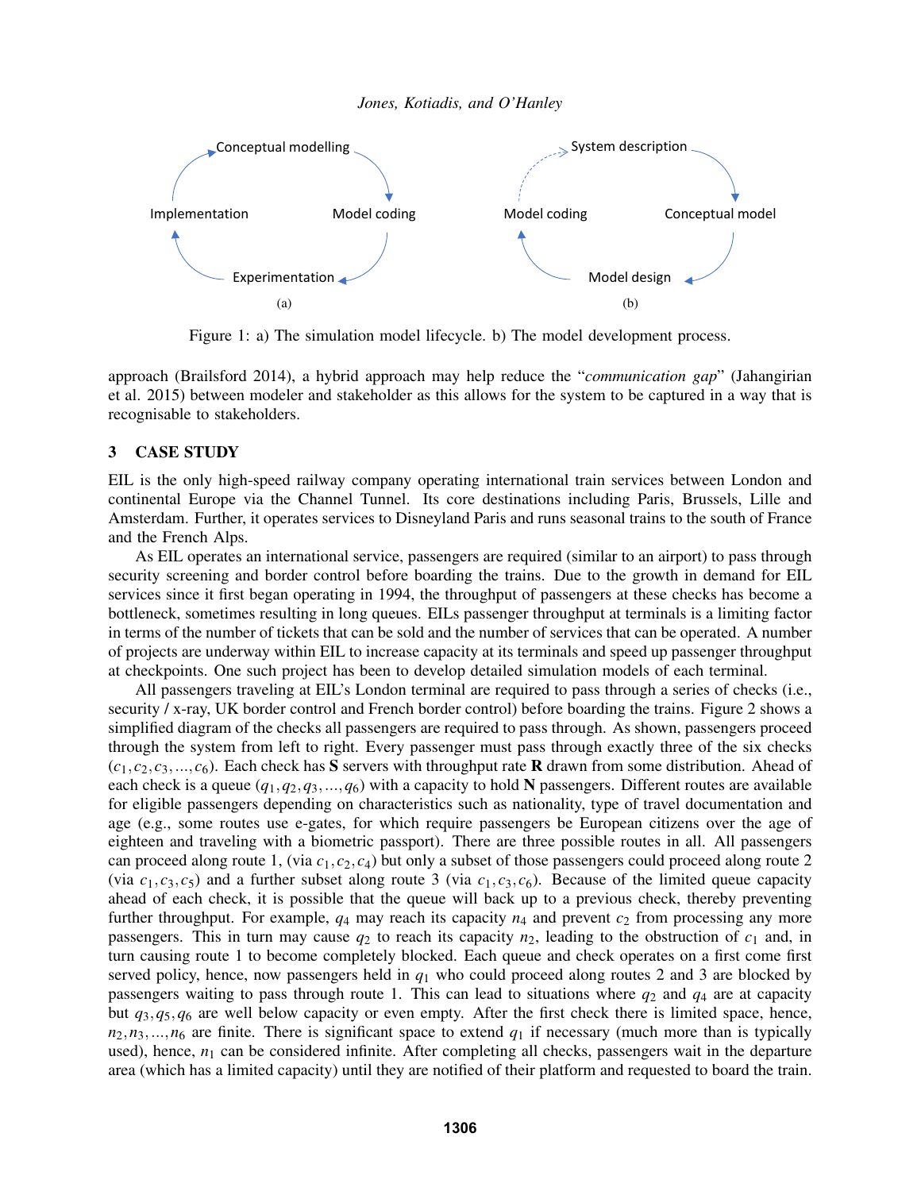Figure 1: a) The simulation model lifecycle. b) The model development process.

approach (Brailsford 2014), a hybrid approach may help reduce the "*communication gap*" (Jahangirian et al. 2015) between modeler and stakeholder as this allows for the system to be captured in a way that is recognisable to stakeholders.

## 3 CASE STUDY

EIL is the only high-speed railway company operating international train services between London and continental Europe via the Channel Tunnel. Its core destinations including Paris, Brussels, Lille and Amsterdam. Further, it operates services to Disneyland Paris and runs seasonal trains to the south of France and the French Alps.

As EIL operates an international service, passengers are required (similar to an airport) to pass through security screening and border control before boarding the trains. Due to the growth in demand for EIL services since it first began operating in 1994, the throughput of passengers at these checks has become a bottleneck, sometimes resulting in long queues. EILs passenger throughput at terminals is a limiting factor in terms of the number of tickets that can be sold and the number of services that can be operated. A number of projects are underway within EIL to increase capacity at its terminals and speed up passenger throughput at checkpoints. One such project has been to develop detailed simulation models of each terminal.

All passengers traveling at EIL's London terminal are required to pass through a series of checks (i.e., security / x-ray, UK border control and French border control) before boarding the trains. Figure 2 shows a simplified diagram of the checks all passengers are required to pass through. As shown, passengers proceed through the system from left to right. Every passenger must pass through exactly three of the six checks ($c_1, c_2, c_3, ..., c_6$). Each check has **S** servers with throughput rate **R** drawn from some distribution. Ahead of each check is a queue ($q_1, q_2, q_3, ..., q_6$) with a capacity to hold **N** passengers. Different routes are available for eligible passengers depending on characteristics such as nationality, type of travel documentation and age (e.g., some routes use e-gates, for which require passengers be European citizens over the age of eighteen and traveling with a biometric passport). There are three possible routes in all. All passengers can proceed along route 1, (via $c_1, c_2, c_4$) but only a subset of those passengers could proceed along route 2 (via $c_1, c_3, c_5$) and a further subset along route 3 (via $c_1, c_3, c_6$). Because of the limited queue capacity ahead of each check, it is possible that the queue will back up to a previous check, thereby preventing further throughput. For example, $q_4$ may reach its capacity $n_4$ and prevent $c_2$ from processing any more passengers. This in turn may cause $q_2$ to reach its capacity $n_2$, leading to the obstruction of $c_1$ and, in turn causing route 1 to become completely blocked. Each queue and check operates on a first come first served policy, hence, now passengers held in $q_1$ who could proceed along routes 2 and 3 are blocked by passengers waiting to pass through route 1. This can lead to situations where $q_2$ and $q_4$ are at capacity but $q_3, q_5, q_6$ are well below capacity or even empty. After the first check there is limited space, hence, $n_2, n_3, ..., n_6$ are finite. There is significant space to extend $q_1$ if necessary (much more than is typically used), hence, $n_1$ can be considered infinite. After completing all checks, passengers wait in the departure area (which has a limited capacity) until they are notified of their platform and requested to board the train.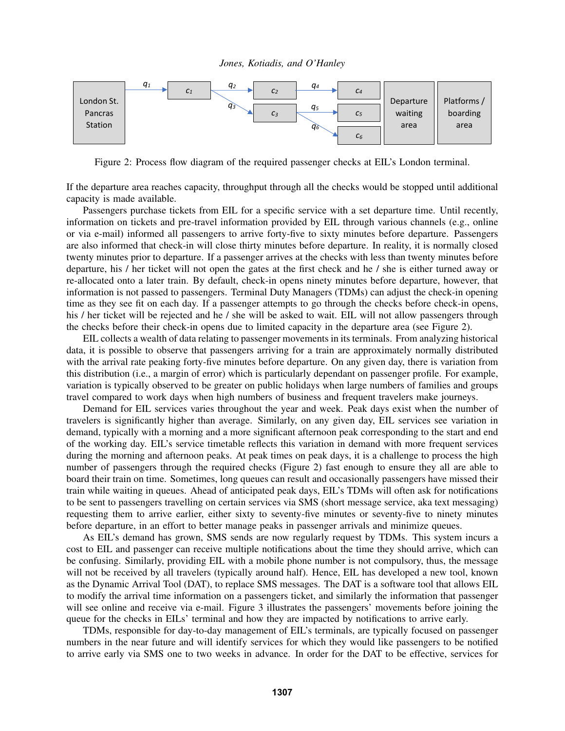Figure 2: Process flow diagram of the required passenger checks at EIL's London terminal.

If the departure area reaches capacity, throughput through all the checks would be stopped until additional capacity is made available.

Passengers purchase tickets from EIL for a specific service with a set departure time. Until recently, information on tickets and pre-travel information provided by EIL through various channels (e.g., online or via e-mail) informed all passengers to arrive forty-five to sixty minutes before departure. Passengers are also informed that check-in will close thirty minutes before departure. In reality, it is normally closed twenty minutes prior to departure. If a passenger arrives at the checks with less than twenty minutes before departure, his / her ticket will not open the gates at the first check and he / she is either turned away or re-allocated onto a later train. By default, check-in opens ninety minutes before departure, however, that information is not passed to passengers. Terminal Duty Managers (TDMs) can adjust the check-in opening time as they see fit on each day. If a passenger attempts to go through the checks before check-in opens, his / her ticket will be rejected and he / she will be asked to wait. EIL will not allow passengers through the checks before their check-in opens due to limited capacity in the departure area (see Figure 2).

EIL collects a wealth of data relating to passenger movements in its terminals. From analyzing historical data, it is possible to observe that passengers arriving for a train are approximately normally distributed with the arrival rate peaking forty-five minutes before departure. On any given day, there is variation from this distribution (i.e., a margin of error) which is particularly dependant on passenger profile. For example, variation is typically observed to be greater on public holidays when large numbers of families and groups travel compared to work days when high numbers of business and frequent travelers make journeys.

Demand for EIL services varies throughout the year and week. Peak days exist when the number of travelers is significantly higher than average. Similarly, on any given day, EIL services see variation in demand, typically with a morning and a more significant afternoon peak corresponding to the start and end of the working day. EIL's service timetable reflects this variation in demand with more frequent services during the morning and afternoon peaks. At peak times on peak days, it is a challenge to process the high number of passengers through the required checks (Figure 2) fast enough to ensure they all are able to board their train on time. Sometimes, long queues can result and occasionally passengers have missed their train while waiting in queues. Ahead of anticipated peak days, EIL's TDMs will often ask for notifications to be sent to passengers travelling on certain services via SMS (short message service, aka text messaging) requesting them to arrive earlier, either sixty to seventy-five minutes or seventy-five to ninety minutes before departure, in an effort to better manage peaks in passenger arrivals and minimize queues.

As EIL's demand has grown, SMS sends are now regularly request by TDMs. This system incurs a cost to EIL and passenger can receive multiple notifications about the time they should arrive, which can be confusing. Similarly, providing EIL with a mobile phone number is not compulsory, thus, the message will not be received by all travelers (typically around half). Hence, EIL has developed a new tool, known as the Dynamic Arrival Tool (DAT), to replace SMS messages. The DAT is a software tool that allows EIL to modify the arrival time information on a passengers ticket, and similarly the information that passenger will see online and receive via e-mail. Figure 3 illustrates the passengers' movements before joining the queue for the checks in EILs' terminal and how they are impacted by notifications to arrive early.

TDMs, responsible for day-to-day management of EIL's terminals, are typically focused on passenger numbers in the near future and will identify services for which they would like passengers to be notified to arrive early via SMS one to two weeks in advance. In order for the DAT to be effective, services for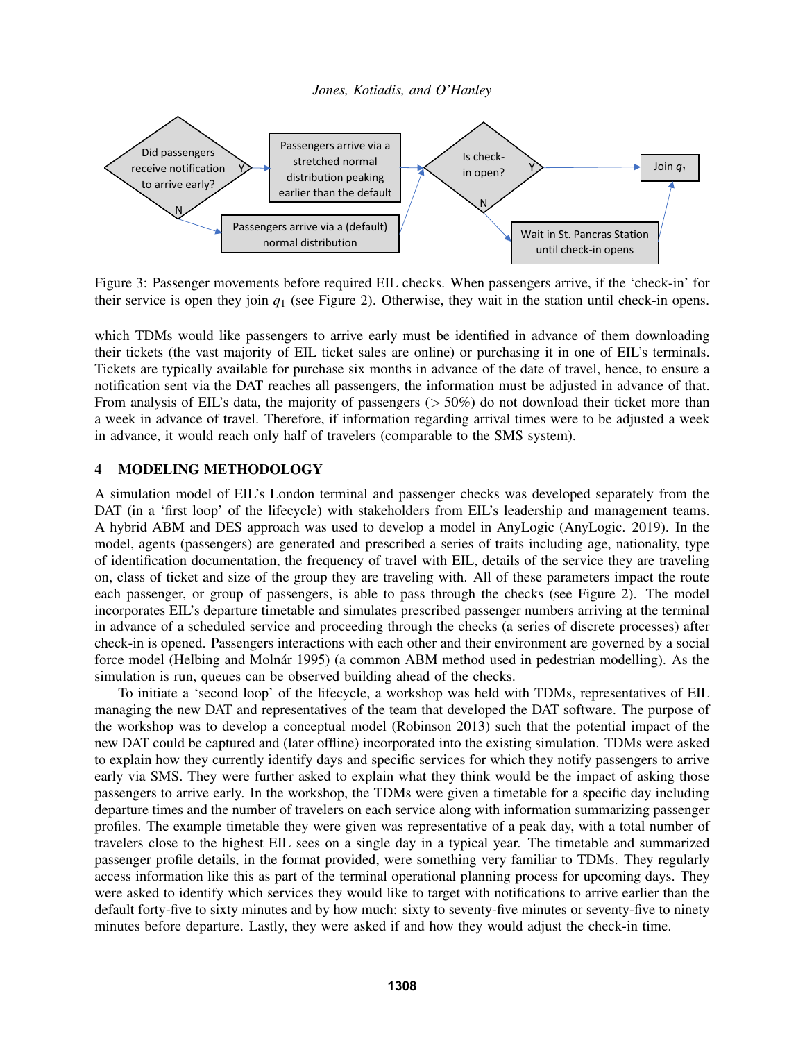Figure 3: Passenger movements before required EIL checks. When passengers arrive, if the 'check-in' for their service is open they join $q_1$ (see Figure 2). Otherwise, they wait in the station until check-in opens.

which TDMs would like passengers to arrive early must be identified in advance of them downloading their tickets (the vast majority of EIL ticket sales are online) or purchasing it in one of EIL's terminals. Tickets are typically available for purchase six months in advance of the date of travel, hence, to ensure a notification sent via the DAT reaches all passengers, the information must be adjusted in advance of that. From analysis of EIL's data, the majority of passengers ($> 50\%$) do not download their ticket more than a week in advance of travel. Therefore, if information regarding arrival times were to be adjusted a week in advance, it would reach only half of travelers (comparable to the SMS system).

## 4 MODELING METHODOLOGY

A simulation model of EIL's London terminal and passenger checks was developed separately from the DAT (in a 'first loop' of the lifecycle) with stakeholders from EIL's leadership and management teams. A hybrid ABM and DES approach was used to develop a model in AnyLogic (AnyLogic. 2019). In the model, agents (passengers) are generated and prescribed a series of traits including age, nationality, type of identification documentation, the frequency of travel with EIL, details of the service they are traveling on, class of ticket and size of the group they are traveling with. All of these parameters impact the route each passenger, or group of passengers, is able to pass through the checks (see Figure 2). The model incorporates EIL's departure timetable and simulates prescribed passenger numbers arriving at the terminal in advance of a scheduled service and proceeding through the checks (a series of discrete processes) after check-in is opened. Passengers interactions with each other and their environment are governed by a social force model (Helbing and Molnár 1995) (a common ABM method used in pedestrian modelling). As the simulation is run, queues can be observed building ahead of the checks.

To initiate a 'second loop' of the lifecycle, a workshop was held with TDMs, representatives of EIL managing the new DAT and representatives of the team that developed the DAT software. The purpose of the workshop was to develop a conceptual model (Robinson 2013) such that the potential impact of the new DAT could be captured and (later offline) incorporated into the existing simulation. TDMs were asked to explain how they currently identify days and specific services for which they notify passengers to arrive early via SMS. They were further asked to explain what they think would be the impact of asking those passengers to arrive early. In the workshop, the TDMs were given a timetable for a specific day including departure times and the number of travelers on each service along with information summarizing passenger profiles. The example timetable they were given was representative of a peak day, with a total number of travelers close to the highest EIL sees on a single day in a typical year. The timetable and summarized passenger profile details, in the format provided, were something very familiar to TDMs. They regularly access information like this as part of the terminal operational planning process for upcoming days. They were asked to identify which services they would like to target with notifications to arrive earlier than the default forty-five to sixty minutes and by how much: sixty to seventy-five minutes or seventy-five to ninety minutes before departure. Lastly, they were asked if and how they would adjust the check-in time.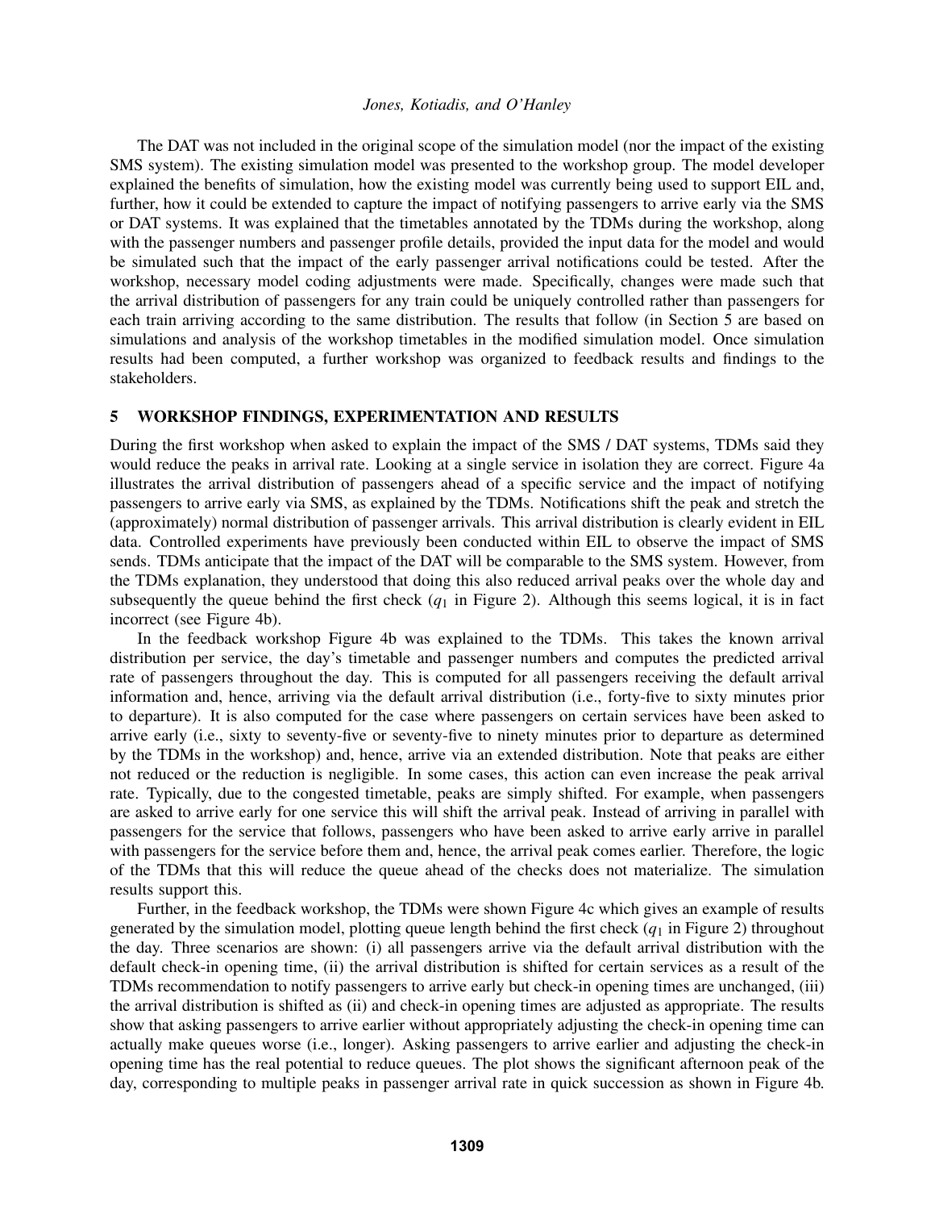The DAT was not included in the original scope of the simulation model (nor the impact of the existing SMS system). The existing simulation model was presented to the workshop group. The model developer explained the benefits of simulation, how the existing model was currently being used to support EIL and, further, how it could be extended to capture the impact of notifying passengers to arrive early via the SMS or DAT systems. It was explained that the timetables annotated by the TDMs during the workshop, along with the passenger numbers and passenger profile details, provided the input data for the model and would be simulated such that the impact of the early passenger arrival notifications could be tested. After the workshop, necessary model coding adjustments were made. Specifically, changes were made such that the arrival distribution of passengers for any train could be uniquely controlled rather than passengers for each train arriving according to the same distribution. The results that follow (in Section 5 are based on simulations and analysis of the workshop timetables in the modified simulation model. Once simulation results had been computed, a further workshop was organized to feedback results and findings to the stakeholders.

## 5 WORKSHOP FINDINGS, EXPERIMENTATION AND RESULTS

During the first workshop when asked to explain the impact of the SMS / DAT systems, TDMs said they would reduce the peaks in arrival rate. Looking at a single service in isolation they are correct. Figure 4a illustrates the arrival distribution of passengers ahead of a specific service and the impact of notifying passengers to arrive early via SMS, as explained by the TDMs. Notifications shift the peak and stretch the (approximately) normal distribution of passenger arrivals. This arrival distribution is clearly evident in EIL data. Controlled experiments have previously been conducted within EIL to observe the impact of SMS sends. TDMs anticipate that the impact of the DAT will be comparable to the SMS system. However, from the TDMs explanation, they understood that doing this also reduced arrival peaks over the whole day and subsequently the queue behind the first check ($q_1$ in Figure 2). Although this seems logical, it is in fact incorrect (see Figure 4b).

In the feedback workshop Figure 4b was explained to the TDMs. This takes the known arrival distribution per service, the day's timetable and passenger numbers and computes the predicted arrival rate of passengers throughout the day. This is computed for all passengers receiving the default arrival information and, hence, arriving via the default arrival distribution (i.e., forty-five to sixty minutes prior to departure). It is also computed for the case where passengers on certain services have been asked to arrive early (i.e., sixty to seventy-five or seventy-five to ninety minutes prior to departure as determined by the TDMs in the workshop) and, hence, arrive via an extended distribution. Note that peaks are either not reduced or the reduction is negligible. In some cases, this action can even increase the peak arrival rate. Typically, due to the congested timetable, peaks are simply shifted. For example, when passengers are asked to arrive early for one service this will shift the arrival peak. Instead of arriving in parallel with passengers for the service that follows, passengers who have been asked to arrive early arrive in parallel with passengers for the service before them and, hence, the arrival peak comes earlier. Therefore, the logic of the TDMs that this will reduce the queue ahead of the checks does not materialize. The simulation results support this.

Further, in the feedback workshop, the TDMs were shown Figure 4c which gives an example of results generated by the simulation model, plotting queue length behind the first check ($q_1$ in Figure 2) throughout the day. Three scenarios are shown: (i) all passengers arrive via the default arrival distribution with the default check-in opening time, (ii) the arrival distribution is shifted for certain services as a result of the TDMs recommendation to notify passengers to arrive early but check-in opening times are unchanged, (iii) the arrival distribution is shifted as (ii) and check-in opening times are adjusted as appropriate. The results show that asking passengers to arrive earlier without appropriately adjusting the check-in opening time can actually make queues worse (i.e., longer). Asking passengers to arrive earlier and adjusting the check-in opening time has the real potential to reduce queues. The plot shows the significant afternoon peak of the day, corresponding to multiple peaks in passenger arrival rate in quick succession as shown in Figure 4b.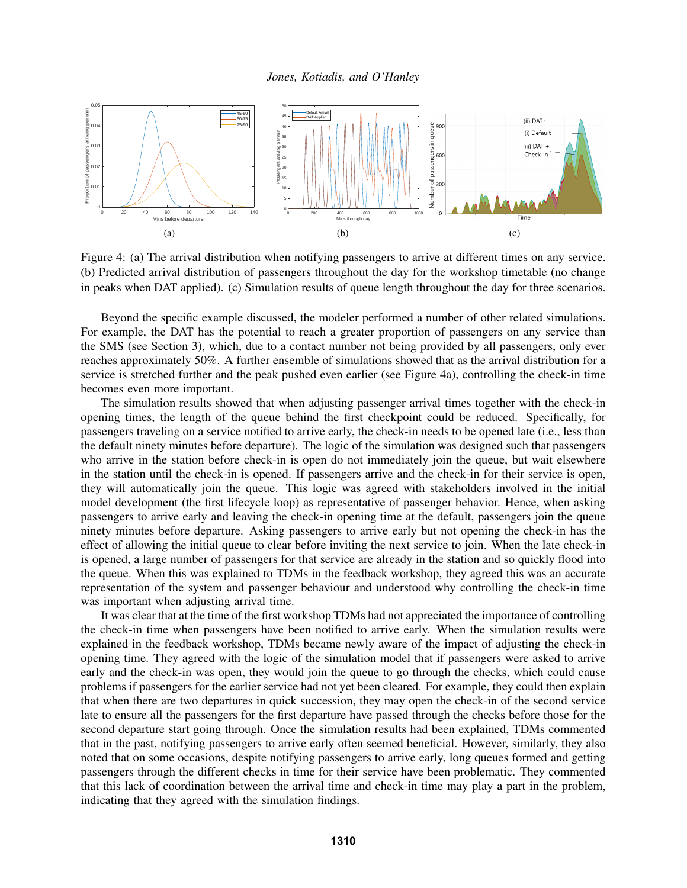Figure 4: (a) The arrival distribution when notifying passengers to arrive at different times on any service. (b) Predicted arrival distribution of passengers throughout the day for the workshop timetable (no change in peaks when DAT applied). (c) Simulation results of queue length throughout the day for three scenarios.

Beyond the specific example discussed, the modeler performed a number of other related simulations. For example, the DAT has the potential to reach a greater proportion of passengers on any service than the SMS (see Section 3), which, due to a contact number not being provided by all passengers, only ever reaches approximately 50%. A further ensemble of simulations showed that as the arrival distribution for a service is stretched further and the peak pushed even earlier (see Figure 4a), controlling the check-in time becomes even more important.

The simulation results showed that when adjusting passenger arrival times together with the check-in opening times, the length of the queue behind the first checkpoint could be reduced. Specifically, for passengers traveling on a service notified to arrive early, the check-in needs to be opened late (i.e., less than the default ninety minutes before departure). The logic of the simulation was designed such that passengers who arrive in the station before check-in is open do not immediately join the queue, but wait elsewhere in the station until the check-in is opened. If passengers arrive and the check-in for their service is open, they will automatically join the queue. This logic was agreed with stakeholders involved in the initial model development (the first lifecycle loop) as representative of passenger behavior. Hence, when asking passengers to arrive early and leaving the check-in opening time at the default, passengers join the queue ninety minutes before departure. Asking passengers to arrive early but not opening the check-in has the effect of allowing the initial queue to clear before inviting the next service to join. When the late check-in is opened, a large number of passengers for that service are already in the station and so quickly flood into the queue. When this was explained to TDMs in the feedback workshop, they agreed this was an accurate representation of the system and passenger behaviour and understood why controlling the check-in time was important when adjusting arrival time.

It was clear that at the time of the first workshop TDMs had not appreciated the importance of controlling the check-in time when passengers have been notified to arrive early. When the simulation results were explained in the feedback workshop, TDMs became newly aware of the impact of adjusting the check-in opening time. They agreed with the logic of the simulation model that if passengers were asked to arrive early and the check-in was open, they would join the queue to go through the checks, which could cause problems if passengers for the earlier service had not yet been cleared. For example, they could then explain that when there are two departures in quick succession, they may open the check-in of the second service late to ensure all the passengers for the first departure have passed through the checks before those for the second departure start going through. Once the simulation results had been explained, TDMs commented that in the past, notifying passengers to arrive early often seemed beneficial. However, similarly, they also noted that on some occasions, despite notifying passengers to arrive early, long queues formed and getting passengers through the different checks in time for their service have been problematic. They commented that this lack of coordination between the arrival time and check-in time may play a part in the problem, indicating that they agreed with the simulation findings.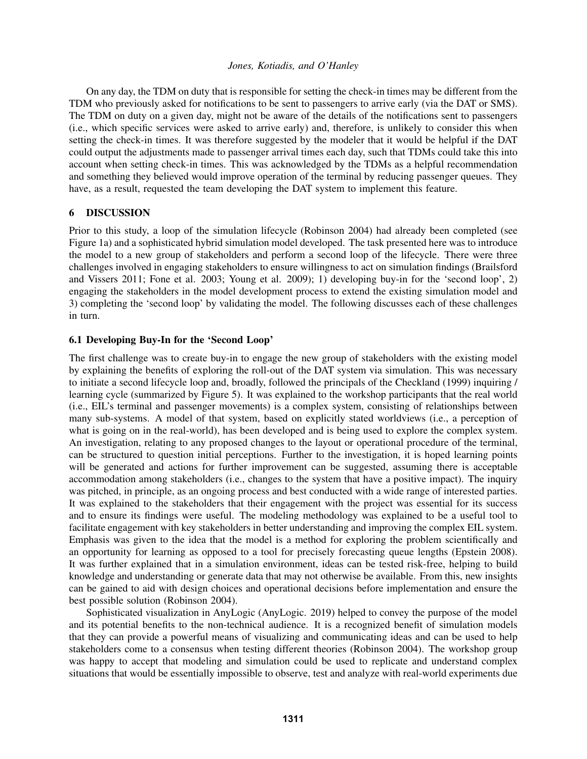On any day, the TDM on duty that is responsible for setting the check-in times may be different from the TDM who previously asked for notifications to be sent to passengers to arrive early (via the DAT or SMS). The TDM on duty on a given day, might not be aware of the details of the notifications sent to passengers (i.e., which specific services were asked to arrive early) and, therefore, is unlikely to consider this when setting the check-in times. It was therefore suggested by the modeler that it would be helpful if the DAT could output the adjustments made to passenger arrival times each day, such that TDMs could take this into account when setting check-in times. This was acknowledged by the TDMs as a helpful recommendation and something they believed would improve operation of the terminal by reducing passenger queues. They have, as a result, requested the team developing the DAT system to implement this feature.

## 6 DISCUSSION

Prior to this study, a loop of the simulation lifecycle (Robinson 2004) had already been completed (see Figure 1a) and a sophisticated hybrid simulation model developed. The task presented here was to introduce the model to a new group of stakeholders and perform a second loop of the lifecycle. There were three challenges involved in engaging stakeholders to ensure willingness to act on simulation findings (Brailsford and Vissers 2011; Fone et al. 2003; Young et al. 2009); 1) developing buy-in for the 'second loop', 2) engaging the stakeholders in the model development process to extend the existing simulation model and 3) completing the 'second loop' by validating the model. The following discusses each of these challenges in turn.

### 6.1 Developing Buy-In for the 'Second Loop'

The first challenge was to create buy-in to engage the new group of stakeholders with the existing model by explaining the benefits of exploring the roll-out of the DAT system via simulation. This was necessary to initiate a second lifecycle loop and, broadly, followed the principals of the Checkland (1999) inquiring / learning cycle (summarized by Figure 5). It was explained to the workshop participants that the real world (i.e., EIL's terminal and passenger movements) is a complex system, consisting of relationships between many sub-systems. A model of that system, based on explicitly stated worldviews (i.e., a perception of what is going on in the real-world), has been developed and is being used to explore the complex system. An investigation, relating to any proposed changes to the layout or operational procedure of the terminal, can be structured to question initial perceptions. Further to the investigation, it is hoped learning points will be generated and actions for further improvement can be suggested, assuming there is acceptable accommodation among stakeholders (i.e., changes to the system that have a positive impact). The inquiry was pitched, in principle, as an ongoing process and best conducted with a wide range of interested parties. It was explained to the stakeholders that their engagement with the project was essential for its success and to ensure its findings were useful. The modeling methodology was explained to be a useful tool to facilitate engagement with key stakeholders in better understanding and improving the complex EIL system. Emphasis was given to the idea that the model is a method for exploring the problem scientifically and an opportunity for learning as opposed to a tool for precisely forecasting queue lengths (Epstein 2008). It was further explained that in a simulation environment, ideas can be tested risk-free, helping to build knowledge and understanding or generate data that may not otherwise be available. From this, new insights can be gained to aid with design choices and operational decisions before implementation and ensure the best possible solution (Robinson 2004).

Sophisticated visualization in AnyLogic (AnyLogic. 2019) helped to convey the purpose of the model and its potential benefits to the non-technical audience. It is a recognized benefit of simulation models that they can provide a powerful means of visualizing and communicating ideas and can be used to help stakeholders come to a consensus when testing different theories (Robinson 2004). The workshop group was happy to accept that modeling and simulation could be used to replicate and understand complex situations that would be essentially impossible to observe, test and analyze with real-world experiments due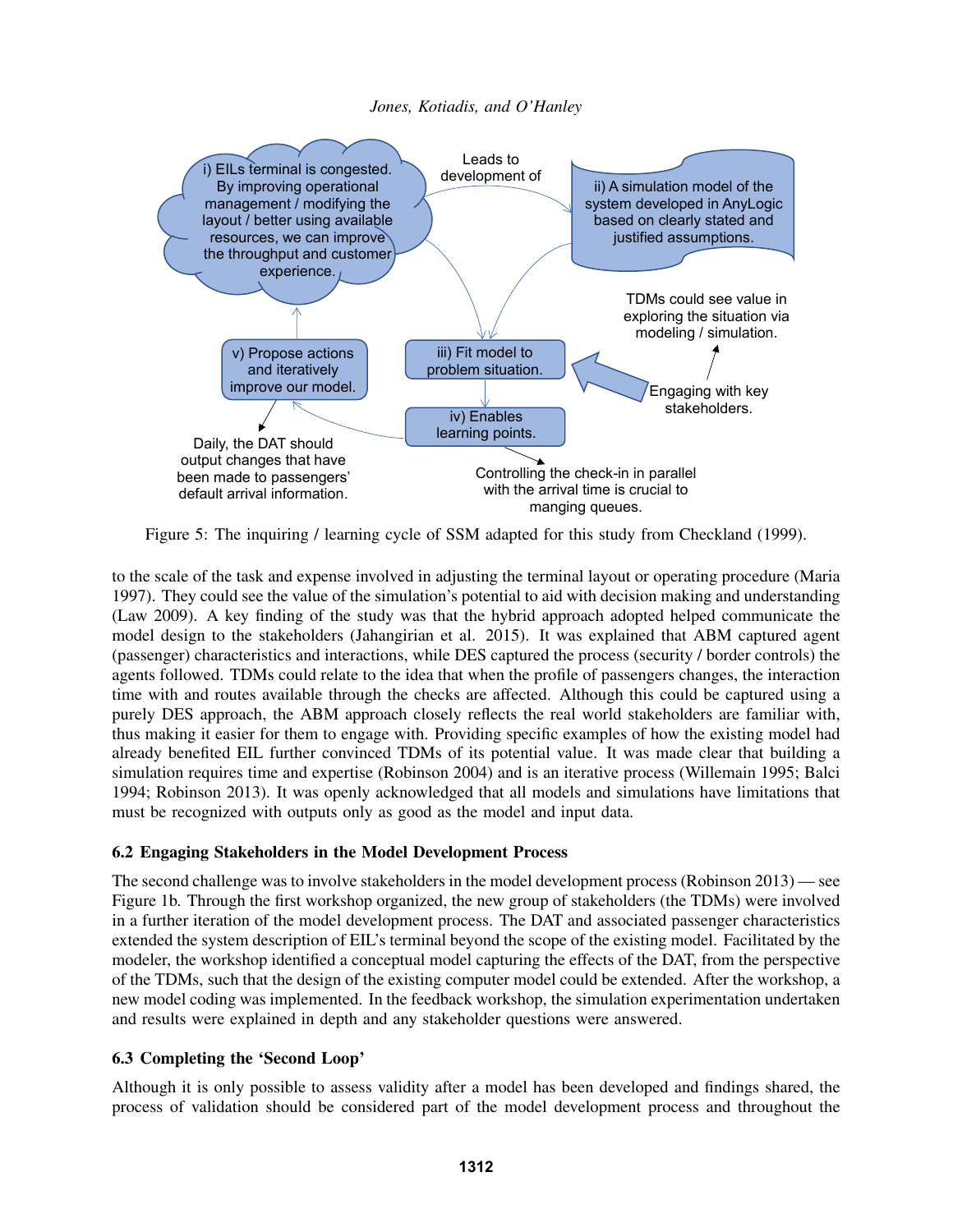i) EILs terminal is congested. By improving operational management / modifying the layout / better using available resources, we can improve the throughput and customer experience.

Leads to development of

ii) A simulation model of the system developed in AnyLogic based on clearly stated and justified assumptions.

iii) Fit model to problem situation.

iv) Enables learning points.

v) Propose actions and iteratively improve our model.

TDMs could see value in exploring the situation via modeling / simulation.

Engaging with key stakeholders.

Daily, the DAT should output changes that have been made to passengers' default arrival information.

Controlling the check-in in parallel with the arrival time is crucial to manging queues.

Figure 5: The inquiring / learning cycle of SSM adapted for this study from Checkland (1999).

to the scale of the task and expense involved in adjusting the terminal layout or operating procedure (Maria 1997). They could see the value of the simulation's potential to aid with decision making and understanding (Law 2009). A key finding of the study was that the hybrid approach adopted helped communicate the model design to the stakeholders (Jahangirian et al. 2015). It was explained that ABM captured agent (passenger) characteristics and interactions, while DES captured the process (security / border controls) the agents followed. TDMs could relate to the idea that when the profile of passengers changes, the interaction time with and routes available through the checks are affected. Although this could be captured using a purely DES approach, the ABM approach closely reflects the real world stakeholders are familiar with, thus making it easier for them to engage with. Providing specific examples of how the existing model had already benefited EIL further convinced TDMs of its potential value. It was made clear that building a simulation requires time and expertise (Robinson 2004) and is an iterative process (Willemain 1995; Balci 1994; Robinson 2013). It was openly acknowledged that all models and simulations have limitations that must be recognized with outputs only as good as the model and input data.

### 6.2 Engaging Stakeholders in the Model Development Process

The second challenge was to involve stakeholders in the model development process (Robinson 2013) — see Figure 1b. Through the first workshop organized, the new group of stakeholders (the TDMs) were involved in a further iteration of the model development process. The DAT and associated passenger characteristics extended the system description of EIL's terminal beyond the scope of the existing model. Facilitated by the modeler, the workshop identified a conceptual model capturing the effects of the DAT, from the perspective of the TDMs, such that the design of the existing computer model could be extended. After the workshop, a new model coding was implemented. In the feedback workshop, the simulation experimentation undertaken and results were explained in depth and any stakeholder questions were answered.

### 6.3 Completing the 'Second Loop'

Although it is only possible to assess validity after a model has been developed and findings shared, the process of validation should be considered part of the model development process and throughout the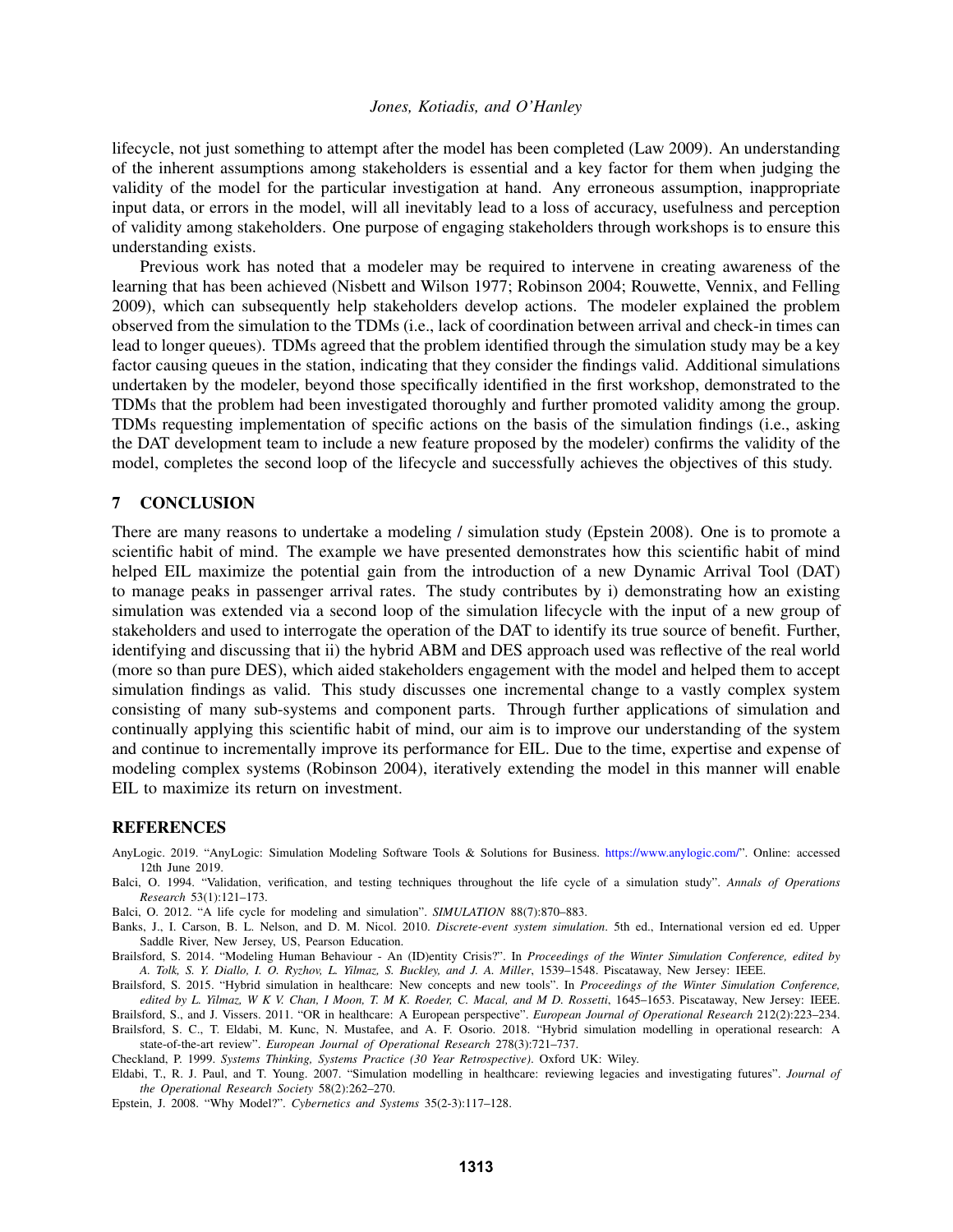lifecycle, not just something to attempt after the model has been completed (Law 2009). An understanding of the inherent assumptions among stakeholders is essential and a key factor for them when judging the validity of the model for the particular investigation at hand. Any erroneous assumption, inappropriate input data, or errors in the model, will all inevitably lead to a loss of accuracy, usefulness and perception of validity among stakeholders. One purpose of engaging stakeholders through workshops is to ensure this understanding exists.

Previous work has noted that a modeler may be required to intervene in creating awareness of the learning that has been achieved (Nisbett and Wilson 1977; Robinson 2004; Rouwette, Vennix, and Felling 2009), which can subsequently help stakeholders develop actions. The modeler explained the problem observed from the simulation to the TDMs (i.e., lack of coordination between arrival and check-in times can lead to longer queues). TDMs agreed that the problem identified through the simulation study may be a key factor causing queues in the station, indicating that they consider the findings valid. Additional simulations undertaken by the modeler, beyond those specifically identified in the first workshop, demonstrated to the TDMs that the problem had been investigated thoroughly and further promoted validity among the group. TDMs requesting implementation of specific actions on the basis of the simulation findings (i.e., asking the DAT development team to include a new feature proposed by the modeler) confirms the validity of the model, completes the second loop of the lifecycle and successfully achieves the objectives of this study.

## 7 CONCLUSION

There are many reasons to undertake a modeling / simulation study (Epstein 2008). One is to promote a scientific habit of mind. The example we have presented demonstrates how this scientific habit of mind helped EIL maximize the potential gain from the introduction of a new Dynamic Arrival Tool (DAT) to manage peaks in passenger arrival rates. The study contributes by i) demonstrating how an existing simulation was extended via a second loop of the simulation lifecycle with the input of a new group of stakeholders and used to interrogate the operation of the DAT to identify its true source of benefit. Further, identifying and discussing that ii) the hybrid ABM and DES approach used was reflective of the real world (more so than pure DES), which aided stakeholders engagement with the model and helped them to accept simulation findings as valid. This study discusses one incremental change to a vastly complex system consisting of many sub-systems and component parts. Through further applications of simulation and continually applying this scientific habit of mind, our aim is to improve our understanding of the system and continue to incrementally improve its performance for EIL. Due to the time, expertise and expense of modeling complex systems (Robinson 2004), iteratively extending the model in this manner will enable EIL to maximize its return on investment.

## REFERENCES

AnyLogic. 2019. "AnyLogic: Simulation Modeling Software Tools & Solutions for Business. https://www.anylogic.com/". Online: accessed 12th June 2019.

Balci, O. 1994. "Validation, verification, and testing techniques throughout the life cycle of a simulation study". *Annals of Operations Research* 53(1):121–173.

Balci, O. 2012. "A life cycle for modeling and simulation". *SIMULATION* 88(7):870–883.

Banks, J., I. Carson, B. L. Nelson, and D. M. Nicol. 2010. *Discrete-event system simulation*. 5th ed., International version ed ed. Upper Saddle River, New Jersey, US, Pearson Education.

Brailsford, S. 2014. "Modeling Human Behaviour - An (ID)entity Crisis?". In *Proceedings of the Winter Simulation Conference, edited by A. Tolk, S. Y. Diallo, I. O. Ryzhov, L. Yilmaz, S. Buckley, and J. A. Miller*, 1539–1548. Piscataway, New Jersey: IEEE.

Brailsford, S. 2015. "Hybrid simulation in healthcare: New concepts and new tools". In *Proceedings of the Winter Simulation Conference, edited by L. Yilmaz, W K V. Chan, I Moon, T. M K. Roeder, C. Macal, and M D. Rossetti*, 1645–1653. Piscataway, New Jersey: IEEE.

Brailsford, S., and J. Vissers. 2011. "OR in healthcare: A European perspective". *European Journal of Operational Research* 212(2):223–234.

Brailsford, S. C., T. Eldabi, M. Kunc, N. Mustafee, and A. F. Osorio. 2018. "Hybrid simulation modelling in operational research: A state-of-the-art review". *European Journal of Operational Research* 278(3):721–737.

Checkland, P. 1999. *Systems Thinking, Systems Practice (30 Year Retrospective)*. Oxford UK: Wiley.

Eldabi, T., R. J. Paul, and T. Young. 2007. "Simulation modelling in healthcare: reviewing legacies and investigating futures". *Journal of the Operational Research Society* 58(2):262–270.

Epstein, J. 2008. "Why Model?". *Cybernetics and Systems* 35(2-3):117–128.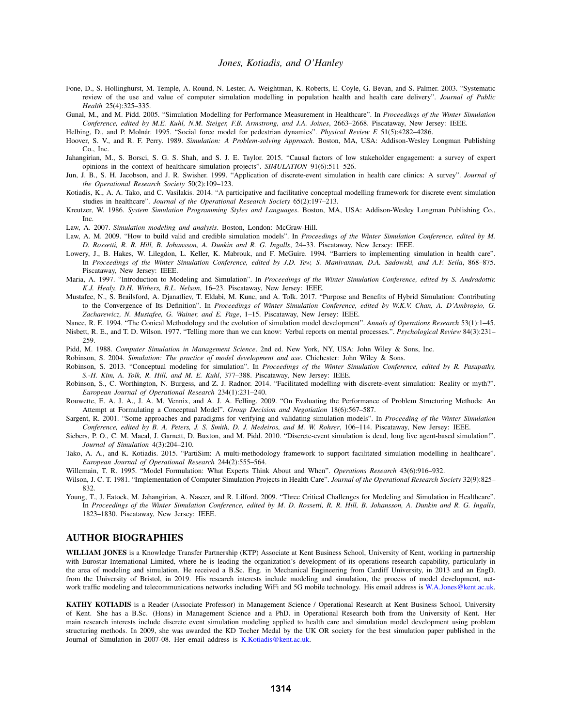Fone, D., S. Hollinghurst, M. Temple, A. Round, N. Lester, A. Weightman, K. Roberts, E. Coyle, G. Bevan, and S. Palmer. 2003. "Systematic review of the use and value of computer simulation modelling in population health and health care delivery". *Journal of Public Health* 25(4):325–335.

Gunal, M., and M. Pidd. 2005. "Simulation Modelling for Performance Measurement in Healthcare". In *Proceedings of the Winter Simulation Conference, edited by M.E. Kuhl, N.M. Steiger, F.B. Armstrong, and J.A. Joines*, 2663–2668. Piscataway, New Jersey: IEEE.

Helbing, D., and P. Molnár. 1995. "Social force model for pedestrian dynamics". *Physical Review E* 51(5):4282–4286.

Hoover, S. V., and R. F. Perry. 1989. *Simulation: A Problem-solving Approach*. Boston, MA, USA: Addison-Wesley Longman Publishing Co., Inc.

Jahangirian, M., S. Borsci, S. G. S. Shah, and S. J. E. Taylor. 2015. "Causal factors of low stakeholder engagement: a survey of expert opinions in the context of healthcare simulation projects". *SIMULATION* 91(6):511–526.

Jun, J. B., S. H. Jacobson, and J. R. Swisher. 1999. "Application of discrete-event simulation in health care clinics: A survey". *Journal of the Operational Research Society* 50(2):109–123.

Kotiadis, K., A. A. Tako, and C. Vasilakis. 2014. "A participative and facilitative conceptual modelling framework for discrete event simulation studies in healthcare". *Journal of the Operational Research Society* 65(2):197–213.

Kreutzer, W. 1986. *System Simulation Programming Styles and Languages*. Boston, MA, USA: Addison-Wesley Longman Publishing Co., Inc.

Law, A. 2007. *Simulation modeling and analysis*. Boston, London: McGraw-Hill.

Law, A. M. 2009. "How to build valid and credible simulation models". In *Proceedings of the Winter Simulation Conference, edited by M. D. Rossetti, R. R. Hill, B. Johansson, A. Dunkin and R. G. Ingalls*, 24–33. Piscataway, New Jersey: IEEE.

Lowery, J., B. Hakes, W. Lilegdon, L. Keller, K. Mabrouk, and F. McGuire. 1994. "Barriers to implementing simulation in health care". In *Proceedings of the Winter Simulation Conference, edited by J.D. Tew, S. Manivannan, D.A. Sadowski, and A.F. Seila*, 868–875. Piscataway, New Jersey: IEEE.

Maria, A. 1997. "Introduction to Modeling and Simulation". In *Proceedings of the Winter Simulation Conference, edited by S. Andradottir, K.J. Healy, D.H. Withers, B.L. Nelson*, 16–23. Piscataway, New Jersey: IEEE.

Mustafee, N., S. Brailsford, A. Djanatliev, T. Eldabi, M. Kunc, and A. Tolk. 2017. "Purpose and Benefits of Hybrid Simulation: Contributing to the Convergence of Its Definition". In *Proceedings of Winter Simulation Conference, edited by W.K.V. Chan, A. D'Ambrogio, G. Zacharewicz, N. Mustafee, G. Wainer, and E. Page*, 1–15. Piscataway, New Jersey: IEEE.

Nance, R. E. 1994. "The Conical Methodology and the evolution of simulation model development". *Annals of Operations Research* 53(1):1–45.

Nisbett, R. E., and T. D. Wilson. 1977. "Telling more than we can know: Verbal reports on mental processes.". *Psychological Review* 84(3):231–259.

Pidd, M. 1988. *Computer Simulation in Management Science*. 2nd ed. New York, NY, USA: John Wiley & Sons, Inc.

Robinson, S. 2004. *Simulation: The practice of model development and use*. Chichester: John Wiley & Sons.

Robinson, S. 2013. "Conceptual modeling for simulation". In *Proceedings of the Winter Simulation Conference, edited by R. Pasupathy, S.-H. Kim, A. Tolk, R. Hill, and M. E. Kuhl*, 377–388. Piscataway, New Jersey: IEEE.

Robinson, S., C. Worthington, N. Burgess, and Z. J. Radnor. 2014. "Facilitated modelling with discrete-event simulation: Reality or myth?". *European Journal of Operational Research* 234(1):231–240.

Rouwette, E. A. J. A., J. A. M. Vennix, and A. J. A. Felling. 2009. "On Evaluating the Performance of Problem Structuring Methods: An Attempt at Formulating a Conceptual Model". *Group Decision and Negotiation* 18(6):567–587.

Sargent, R. 2001. "Some approaches and paradigms for verifying and validating simulation models". In *Proceeding of the Winter Simulation Conference, edited by B. A. Peters, J. S. Smith, D. J. Medeiros, and M. W. Rohrer*, 106–114. Piscataway, New Jersey: IEEE.

Siebers, P. O., C. M. Macal, J. Garnett, D. Buxton, and M. Pidd. 2010. "Discrete-event simulation is dead, long live agent-based simulation!". *Journal of Simulation* 4(3):204–210.

Tako, A. A., and K. Kotiadis. 2015. "PartiSim: A multi-methodology framework to support facilitated simulation modelling in healthcare". *European Journal of Operational Research* 244(2):555–564.

Willemain, T. R. 1995. "Model Formulation: What Experts Think About and When". *Operations Research* 43(6):916–932.

Wilson, J. C. T. 1981. "Implementation of Computer Simulation Projects in Health Care". *Journal of the Operational Research Society* 32(9):825–832.

Young, T., J. Eatock, M. Jahangirian, A. Naseer, and R. Lilford. 2009. "Three Critical Challenges for Modeling and Simulation in Healthcare". In *Proceedings of the Winter Simulation Conference, edited by M. D. Rossetti, R. R. Hill, B. Johansson, A. Dunkin and R. G. Ingalls*, 1823–1830. Piscataway, New Jersey: IEEE.

## AUTHOR BIOGRAPHIES

**WILLIAM JONES** is a Knowledge Transfer Partnership (KTP) Associate at Kent Business School, University of Kent, working in partnership with Eurostar International Limited, where he is leading the organization's development of its operations research capability, particularly in the area of modeling and simulation. He received a B.Sc. Eng. in Mechanical Engineering from Cardiff University, in 2013 and an EngD. from the University of Bristol, in 2019. His research interests include modeling and simulation, the process of model development, network traffic modeling and telecommunications networks including WiFi and 5G mobile technology. His email address is W.A.Jones@kent.ac.uk.

**KATHY KOTIADIS** is a Reader (Associate Professor) in Management Science / Operational Research at Kent Business School, University of Kent. She has a B.Sc. (Hons) in Management Science and a PhD. in Operational Research both from the University of Kent. Her main research interests include discrete event simulation modeling applied to health care and simulation model development using problem structuring methods. In 2009, she was awarded the KD Tocher Medal by the UK OR society for the best simulation paper published in the Journal of Simulation in 2007-08. Her email address is K.Kotiadis@kent.ac.uk.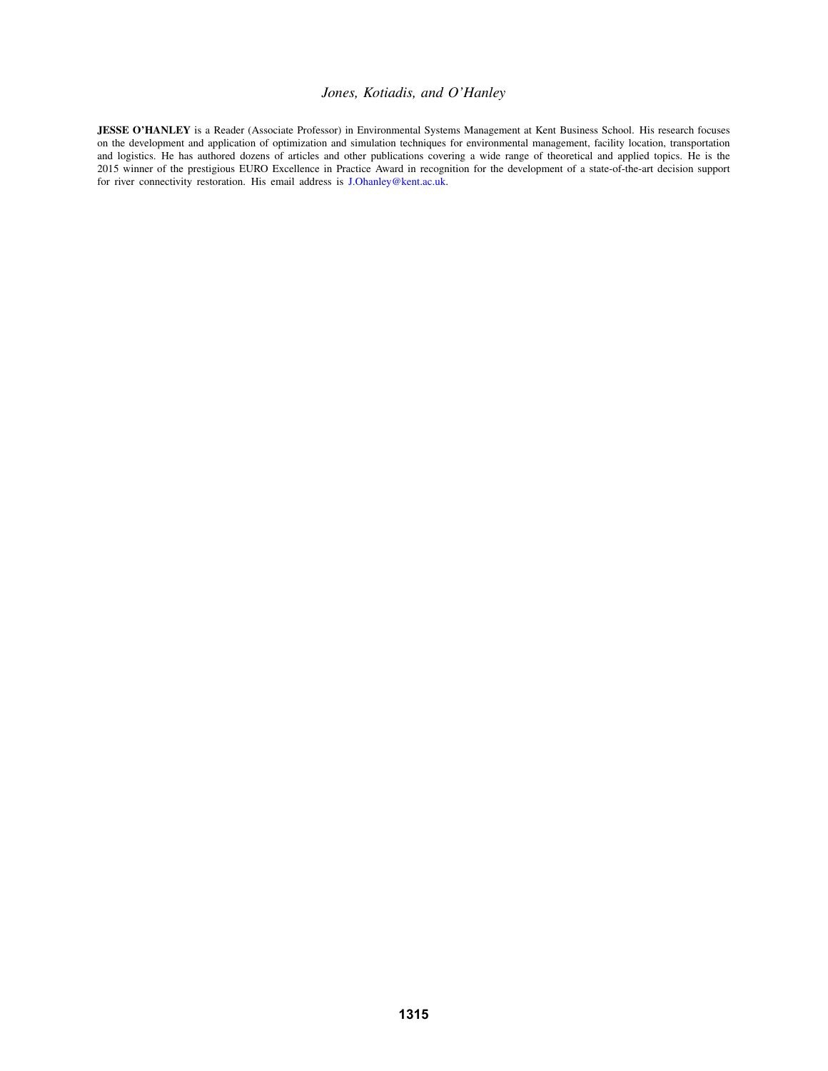**JESSE O'HANLEY** is a Reader (Associate Professor) in Environmental Systems Management at Kent Business School. His research focuses on the development and application of optimization and simulation techniques for environmental management, facility location, transportation and logistics. He has authored dozens of articles and other publications covering a wide range of theoretical and applied topics. He is the 2015 winner of the prestigious EURO Excellence in Practice Award in recognition for the development of a state-of-the-art decision support for river connectivity restoration. His email address is J.Ohanley@kent.ac.uk.